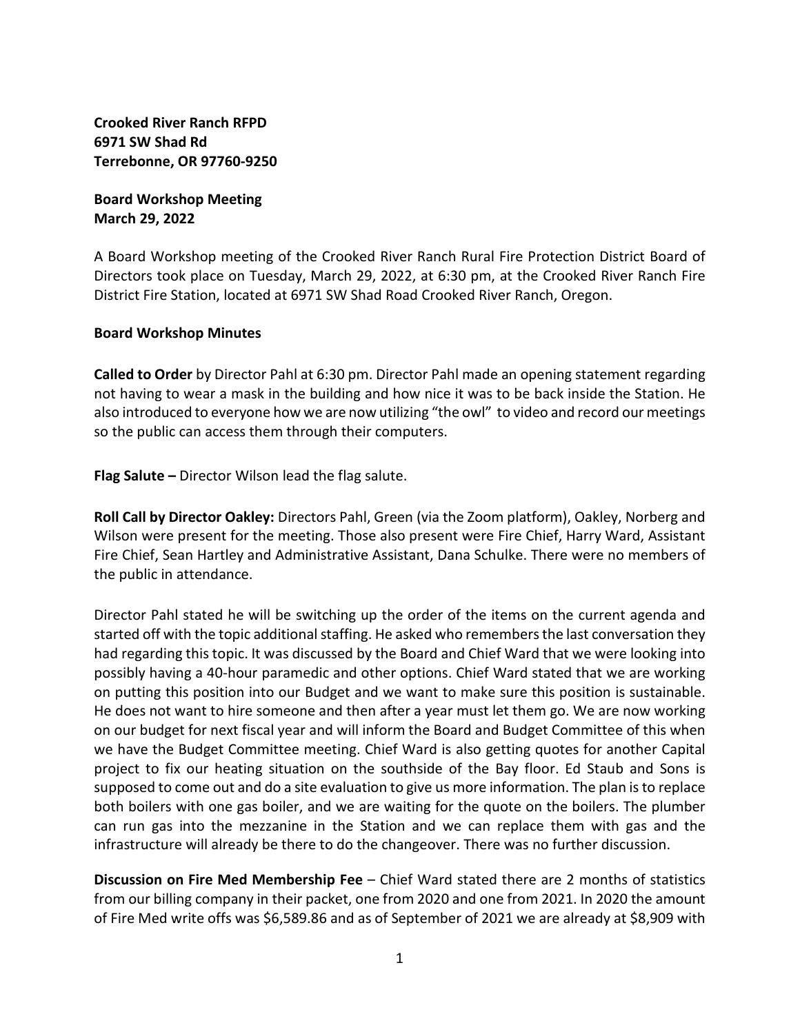**Crooked River Ranch RFPD**
**6971 SW Shad Rd**
**Terrebonne, OR 97760-9250**

**Board Workshop Meeting**
**March 29, 2022**

A Board Workshop meeting of the Crooked River Ranch Rural Fire Protection District Board of Directors took place on Tuesday, March 29, 2022, at 6:30 pm, at the Crooked River Ranch Fire District Fire Station, located at 6971 SW Shad Road Crooked River Ranch, Oregon.

**Board Workshop Minutes**

**Called to Order** by Director Pahl at 6:30 pm. Director Pahl made an opening statement regarding not having to wear a mask in the building and how nice it was to be back inside the Station. He also introduced to everyone how we are now utilizing "the owl" to video and record our meetings so the public can access them through their computers.

**Flag Salute –** Director Wilson lead the flag salute.

**Roll Call by Director Oakley:** Directors Pahl, Green (via the Zoom platform), Oakley, Norberg and Wilson were present for the meeting. Those also present were Fire Chief, Harry Ward, Assistant Fire Chief, Sean Hartley and Administrative Assistant, Dana Schulke. There were no members of the public in attendance.

Director Pahl stated he will be switching up the order of the items on the current agenda and started off with the topic additional staffing. He asked who remembers the last conversation they had regarding this topic. It was discussed by the Board and Chief Ward that we were looking into possibly having a 40-hour paramedic and other options. Chief Ward stated that we are working on putting this position into our Budget and we want to make sure this position is sustainable. He does not want to hire someone and then after a year must let them go. We are now working on our budget for next fiscal year and will inform the Board and Budget Committee of this when we have the Budget Committee meeting. Chief Ward is also getting quotes for another Capital project to fix our heating situation on the southside of the Bay floor. Ed Staub and Sons is supposed to come out and do a site evaluation to give us more information. The plan is to replace both boilers with one gas boiler, and we are waiting for the quote on the boilers. The plumber can run gas into the mezzanine in the Station and we can replace them with gas and the infrastructure will already be there to do the changeover. There was no further discussion.

**Discussion on Fire Med Membership Fee** – Chief Ward stated there are 2 months of statistics from our billing company in their packet, one from 2020 and one from 2021. In 2020 the amount of Fire Med write offs was $6,589.86 and as of September of 2021 we are already at $8,909 with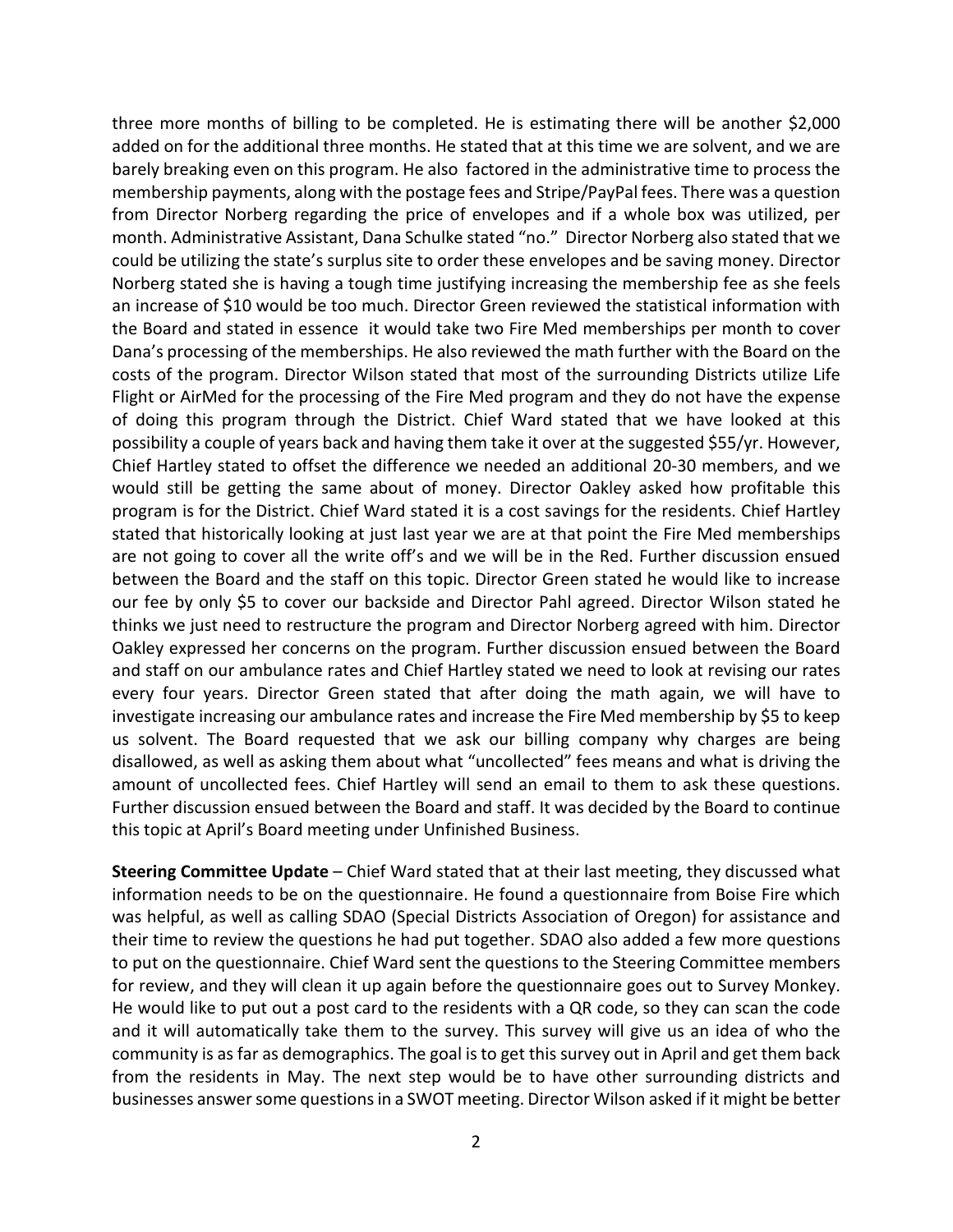three more months of billing to be completed. He is estimating there will be another $2,000 added on for the additional three months. He stated that at this time we are solvent, and we are barely breaking even on this program. He also factored in the administrative time to process the membership payments, along with the postage fees and Stripe/PayPal fees. There was a question from Director Norberg regarding the price of envelopes and if a whole box was utilized, per month. Administrative Assistant, Dana Schulke stated "no." Director Norberg also stated that we could be utilizing the state's surplus site to order these envelopes and be saving money. Director Norberg stated she is having a tough time justifying increasing the membership fee as she feels an increase of $10 would be too much. Director Green reviewed the statistical information with the Board and stated in essence it would take two Fire Med memberships per month to cover Dana's processing of the memberships. He also reviewed the math further with the Board on the costs of the program. Director Wilson stated that most of the surrounding Districts utilize Life Flight or AirMed for the processing of the Fire Med program and they do not have the expense of doing this program through the District. Chief Ward stated that we have looked at this possibility a couple of years back and having them take it over at the suggested $55/yr. However, Chief Hartley stated to offset the difference we needed an additional 20-30 members, and we would still be getting the same about of money. Director Oakley asked how profitable this program is for the District. Chief Ward stated it is a cost savings for the residents. Chief Hartley stated that historically looking at just last year we are at that point the Fire Med memberships are not going to cover all the write off's and we will be in the Red. Further discussion ensued between the Board and the staff on this topic. Director Green stated he would like to increase our fee by only $5 to cover our backside and Director Pahl agreed. Director Wilson stated he thinks we just need to restructure the program and Director Norberg agreed with him. Director Oakley expressed her concerns on the program. Further discussion ensued between the Board and staff on our ambulance rates and Chief Hartley stated we need to look at revising our rates every four years. Director Green stated that after doing the math again, we will have to investigate increasing our ambulance rates and increase the Fire Med membership by $5 to keep us solvent. The Board requested that we ask our billing company why charges are being disallowed, as well as asking them about what "uncollected" fees means and what is driving the amount of uncollected fees. Chief Hartley will send an email to them to ask these questions. Further discussion ensued between the Board and staff. It was decided by the Board to continue this topic at April's Board meeting under Unfinished Business.

**Steering Committee Update** – Chief Ward stated that at their last meeting, they discussed what information needs to be on the questionnaire. He found a questionnaire from Boise Fire which was helpful, as well as calling SDAO (Special Districts Association of Oregon) for assistance and their time to review the questions he had put together. SDAO also added a few more questions to put on the questionnaire. Chief Ward sent the questions to the Steering Committee members for review, and they will clean it up again before the questionnaire goes out to Survey Monkey. He would like to put out a post card to the residents with a QR code, so they can scan the code and it will automatically take them to the survey. This survey will give us an idea of who the community is as far as demographics. The goal is to get this survey out in April and get them back from the residents in May. The next step would be to have other surrounding districts and businesses answer some questions in a SWOT meeting. Director Wilson asked if it might be better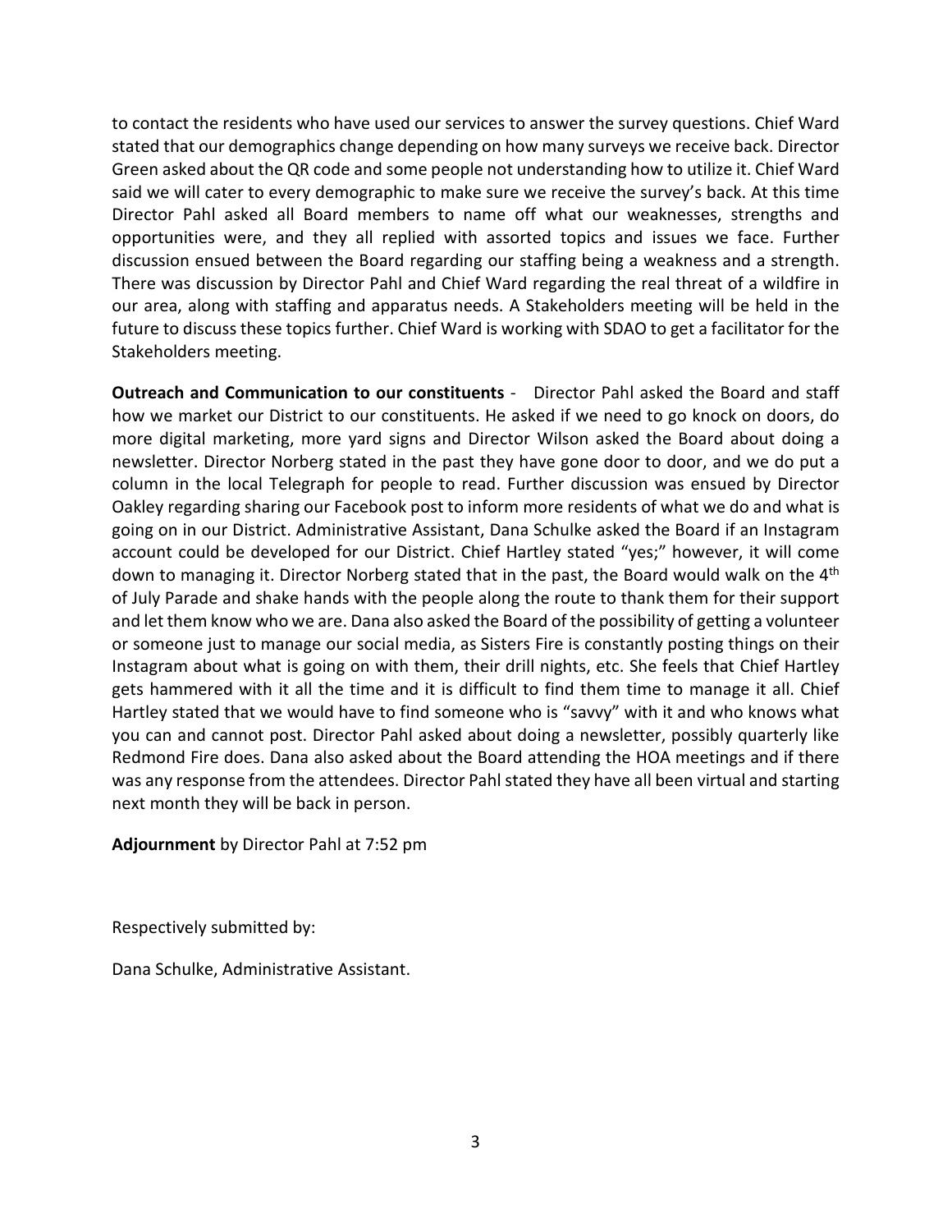to contact the residents who have used our services to answer the survey questions. Chief Ward stated that our demographics change depending on how many surveys we receive back. Director Green asked about the QR code and some people not understanding how to utilize it. Chief Ward said we will cater to every demographic to make sure we receive the survey's back. At this time Director Pahl asked all Board members to name off what our weaknesses, strengths and opportunities were, and they all replied with assorted topics and issues we face. Further discussion ensued between the Board regarding our staffing being a weakness and a strength. There was discussion by Director Pahl and Chief Ward regarding the real threat of a wildfire in our area, along with staffing and apparatus needs. A Stakeholders meeting will be held in the future to discuss these topics further. Chief Ward is working with SDAO to get a facilitator for the Stakeholders meeting.

**Outreach and Communication to our constituents** - Director Pahl asked the Board and staff how we market our District to our constituents. He asked if we need to go knock on doors, do more digital marketing, more yard signs and Director Wilson asked the Board about doing a newsletter. Director Norberg stated in the past they have gone door to door, and we do put a column in the local Telegraph for people to read. Further discussion was ensued by Director Oakley regarding sharing our Facebook post to inform more residents of what we do and what is going on in our District. Administrative Assistant, Dana Schulke asked the Board if an Instagram account could be developed for our District. Chief Hartley stated "yes;" however, it will come down to managing it. Director Norberg stated that in the past, the Board would walk on the 4th of July Parade and shake hands with the people along the route to thank them for their support and let them know who we are. Dana also asked the Board of the possibility of getting a volunteer or someone just to manage our social media, as Sisters Fire is constantly posting things on their Instagram about what is going on with them, their drill nights, etc. She feels that Chief Hartley gets hammered with it all the time and it is difficult to find them time to manage it all. Chief Hartley stated that we would have to find someone who is "savvy" with it and who knows what you can and cannot post. Director Pahl asked about doing a newsletter, possibly quarterly like Redmond Fire does. Dana also asked about the Board attending the HOA meetings and if there was any response from the attendees. Director Pahl stated they have all been virtual and starting next month they will be back in person.

**Adjournment** by Director Pahl at 7:52 pm

Respectively submitted by:

Dana Schulke, Administrative Assistant.